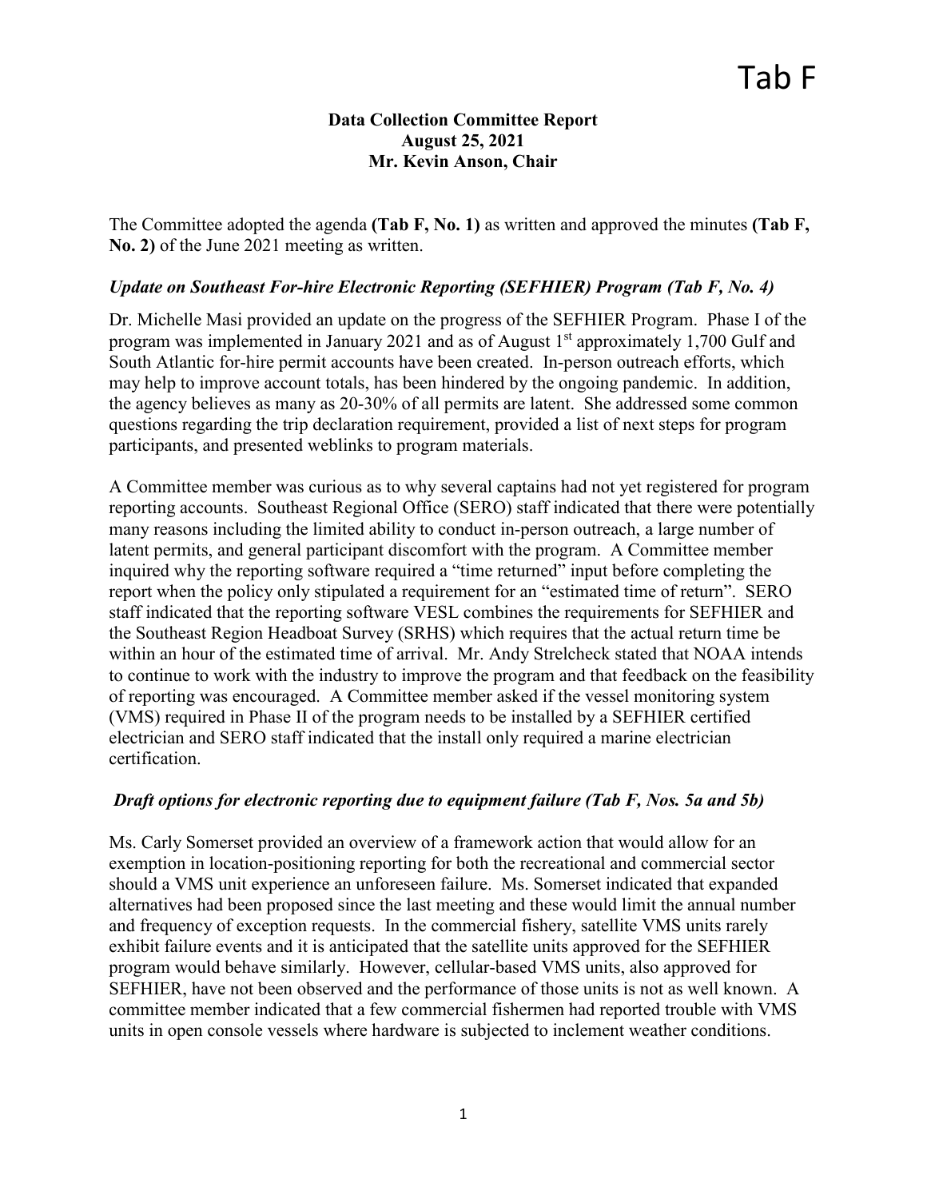# Tab F

**Data Collection Committee Report**
**August 25, 2021**
**Mr. Kevin Anson, Chair**

The Committee adopted the agenda **(Tab F, No. 1)** as written and approved the minutes **(Tab F, No. 2)** of the June 2021 meeting as written.

### *Update on Southeast For-hire Electronic Reporting (SEFHIER) Program (Tab F, No. 4)*

Dr. Michelle Masi provided an update on the progress of the SEFHIER Program. Phase I of the program was implemented in January 2021 and as of August 1st approximately 1,700 Gulf and South Atlantic for-hire permit accounts have been created. In-person outreach efforts, which may help to improve account totals, has been hindered by the ongoing pandemic. In addition, the agency believes as many as 20-30% of all permits are latent. She addressed some common questions regarding the trip declaration requirement, provided a list of next steps for program participants, and presented weblinks to program materials.

A Committee member was curious as to why several captains had not yet registered for program reporting accounts. Southeast Regional Office (SERO) staff indicated that there were potentially many reasons including the limited ability to conduct in-person outreach, a large number of latent permits, and general participant discomfort with the program. A Committee member inquired why the reporting software required a "time returned" input before completing the report when the policy only stipulated a requirement for an "estimated time of return". SERO staff indicated that the reporting software VESL combines the requirements for SEFHIER and the Southeast Region Headboat Survey (SRHS) which requires that the actual return time be within an hour of the estimated time of arrival. Mr. Andy Strelcheck stated that NOAA intends to continue to work with the industry to improve the program and that feedback on the feasibility of reporting was encouraged. A Committee member asked if the vessel monitoring system (VMS) required in Phase II of the program needs to be installed by a SEFHIER certified electrician and SERO staff indicated that the install only required a marine electrician certification.

### *Draft options for electronic reporting due to equipment failure (Tab F, Nos. 5a and 5b)*

Ms. Carly Somerset provided an overview of a framework action that would allow for an exemption in location-positioning reporting for both the recreational and commercial sector should a VMS unit experience an unforeseen failure. Ms. Somerset indicated that expanded alternatives had been proposed since the last meeting and these would limit the annual number and frequency of exception requests. In the commercial fishery, satellite VMS units rarely exhibit failure events and it is anticipated that the satellite units approved for the SEFHIER program would behave similarly. However, cellular-based VMS units, also approved for SEFHIER, have not been observed and the performance of those units is not as well known. A committee member indicated that a few commercial fishermen had reported trouble with VMS units in open console vessels where hardware is subjected to inclement weather conditions.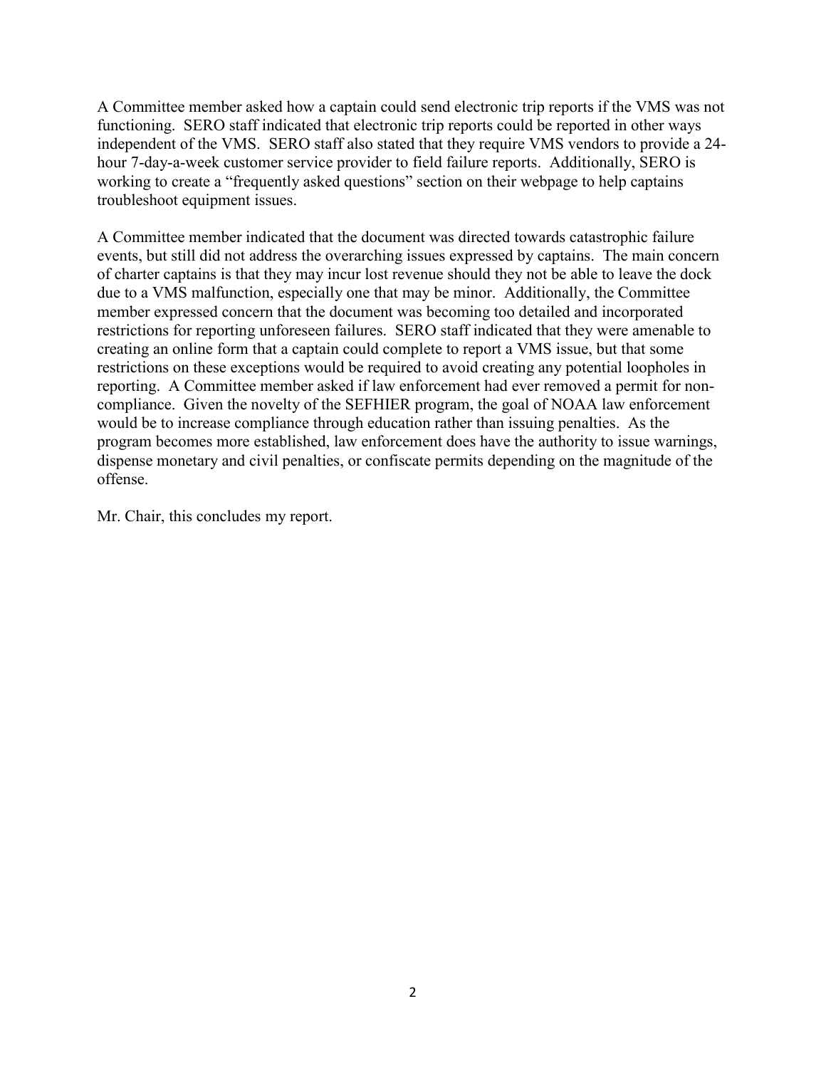A Committee member asked how a captain could send electronic trip reports if the VMS was not functioning. SERO staff indicated that electronic trip reports could be reported in other ways independent of the VMS. SERO staff also stated that they require VMS vendors to provide a 24-hour 7-day-a-week customer service provider to field failure reports. Additionally, SERO is working to create a "frequently asked questions" section on their webpage to help captains troubleshoot equipment issues.

A Committee member indicated that the document was directed towards catastrophic failure events, but still did not address the overarching issues expressed by captains. The main concern of charter captains is that they may incur lost revenue should they not be able to leave the dock due to a VMS malfunction, especially one that may be minor. Additionally, the Committee member expressed concern that the document was becoming too detailed and incorporated restrictions for reporting unforeseen failures. SERO staff indicated that they were amenable to creating an online form that a captain could complete to report a VMS issue, but that some restrictions on these exceptions would be required to avoid creating any potential loopholes in reporting. A Committee member asked if law enforcement had ever removed a permit for non-compliance. Given the novelty of the SEFHIER program, the goal of NOAA law enforcement would be to increase compliance through education rather than issuing penalties. As the program becomes more established, law enforcement does have the authority to issue warnings, dispense monetary and civil penalties, or confiscate permits depending on the magnitude of the offense.

Mr. Chair, this concludes my report.